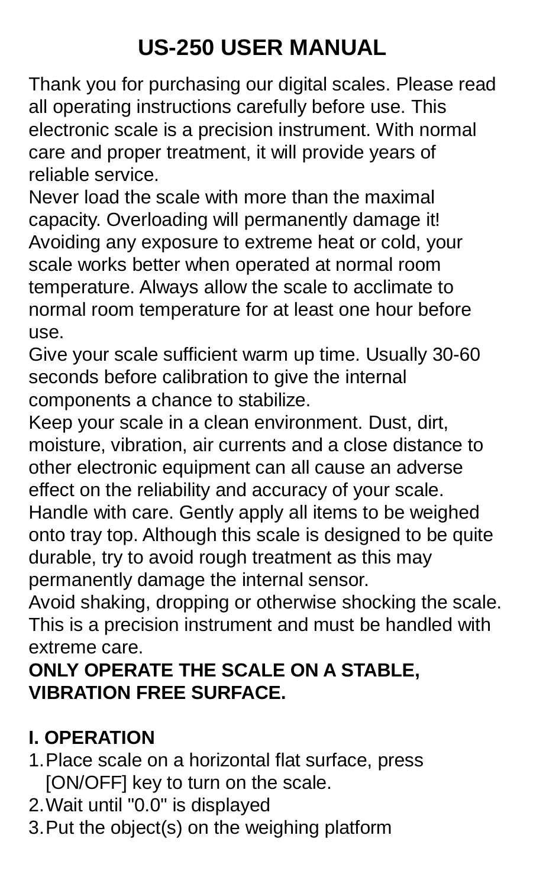# US-250 USER MANUAL

Thank you for purchasing our digital scales. Please read all operating instructions carefully before use. This electronic scale is a precision instrument. With normal care and proper treatment, it will provide years of reliable service.

Never load the scale with more than the maximal capacity. Overloading will permanently damage it!

Avoiding any exposure to extreme heat or cold, your scale works better when operated at normal room temperature. Always allow the scale to acclimate to normal room temperature for at least one hour before use.

Give your scale sufficient warm up time. Usually 30-60 seconds before calibration to give the internal components a chance to stabilize.

Keep your scale in a clean environment. Dust, dirt, moisture, vibration, air currents and a close distance to other electronic equipment can all cause an adverse effect on the reliability and accuracy of your scale.

Handle with care. Gently apply all items to be weighed onto tray top. Although this scale is designed to be quite durable, try to avoid rough treatment as this may permanently damage the internal sensor.

Avoid shaking, dropping or otherwise shocking the scale. This is a precision instrument and must be handled with extreme care.

**ONLY OPERATE THE SCALE ON A STABLE, VIBRATION FREE SURFACE.**

## I. OPERATION

1. Place scale on a horizontal flat surface, press [ON/OFF] key to turn on the scale.
2. Wait until "0.0" is displayed
3. Put the object(s) on the weighing platform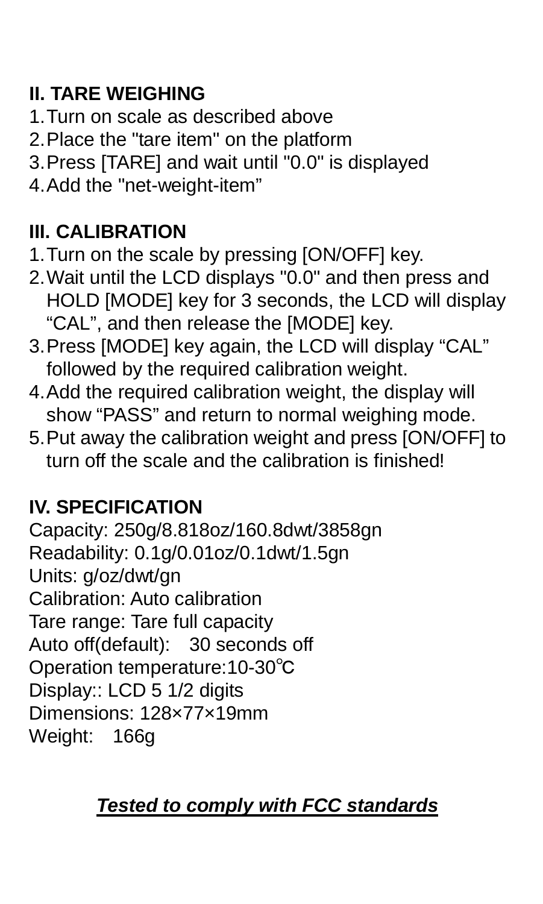## II. TARE WEIGHING

1. Turn on scale as described above
2. Place the "tare item" on the platform
3. Press [TARE] and wait until "0.0" is displayed
4. Add the "net-weight-item”

## III. CALIBRATION

1. Turn on the scale by pressing [ON/OFF] key.
2. Wait until the LCD displays "0.0" and then press and HOLD [MODE] key for 3 seconds, the LCD will display “CAL”, and then release the [MODE] key.
3. Press [MODE] key again, the LCD will display “CAL” followed by the required calibration weight.
4. Add the required calibration weight, the display will show “PASS” and return to normal weighing mode.
5. Put away the calibration weight and press [ON/OFF] to turn off the scale and the calibration is finished!

## IV. SPECIFICATION

Capacity: 250g/8.818oz/160.8dwt/3858gn  
Readability: 0.1g/0.01oz/0.1dwt/1.5gn  
Units: g/oz/dwt/gn  
Calibration: Auto calibration  
Tare range: Tare full capacity  
Auto off(default): 30 seconds off  
Operation temperature:10-30℃  
Display:: LCD 5 1/2 digits  
Dimensions: 128×77×19mm  
Weight: 166g

***Tested to comply with FCC standards***